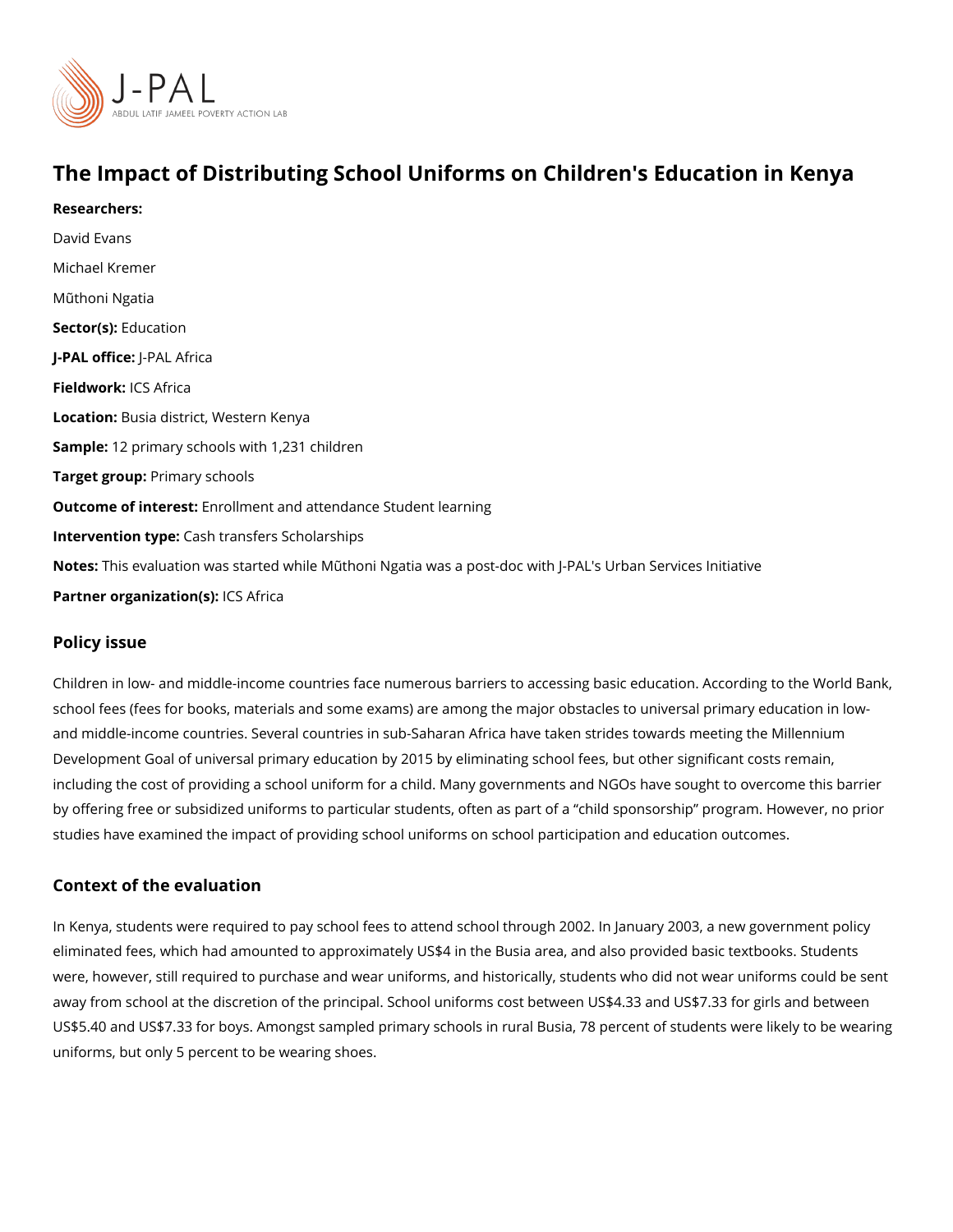# The Impact of Distributing School Uniforms on Children's Education in Kenya

**Researchers:**

David Evans

Michael Kremer

Mũthoni Ngatia

**Sector(s):** Education

**J-PAL office:** J-PAL Africa

**Fieldwork:** ICS Africa

**Location:** Busia district, Western Kenya

**Sample:** 12 primary schools with 1,231 children

**Target group:** Primary schools

**Outcome of interest:** Enrollment and attendance Student learning

**Intervention type:** Cash transfers Scholarships

**Notes:** This evaluation was started while Mũthoni Ngatia was a post-doc with J-PAL's Urban Services Initiative

**Partner organization(s):** ICS Africa

## Policy issue

Children in low- and middle-income countries face numerous barriers to accessing basic education. According to the World Bank, school fees (fees for books, materials and some exams) are among the major obstacles to universal primary education in low- and middle-income countries. Several countries in sub-Saharan Africa have taken strides towards meeting the Millennium Development Goal of universal primary education by 2015 by eliminating school fees, but other significant costs remain, including the cost of providing a school uniform for a child. Many governments and NGOs have sought to overcome this barrier by offering free or subsidized uniforms to particular students, often as part of a "child sponsorship" program. However, no prior studies have examined the impact of providing school uniforms on school participation and education outcomes.

## Context of the evaluation

In Kenya, students were required to pay school fees to attend school through 2002. In January 2003, a new government policy eliminated fees, which had amounted to approximately US$4 in the Busia area, and also provided basic textbooks. Students were, however, still required to purchase and wear uniforms, and historically, students who did not wear uniforms could be sent away from school at the discretion of the principal. School uniforms cost between US$4.33 and US$7.33 for girls and between US$5.40 and US$7.33 for boys. Amongst sampled primary schools in rural Busia, 78 percent of students were likely to be wearing uniforms, but only 5 percent to be wearing shoes.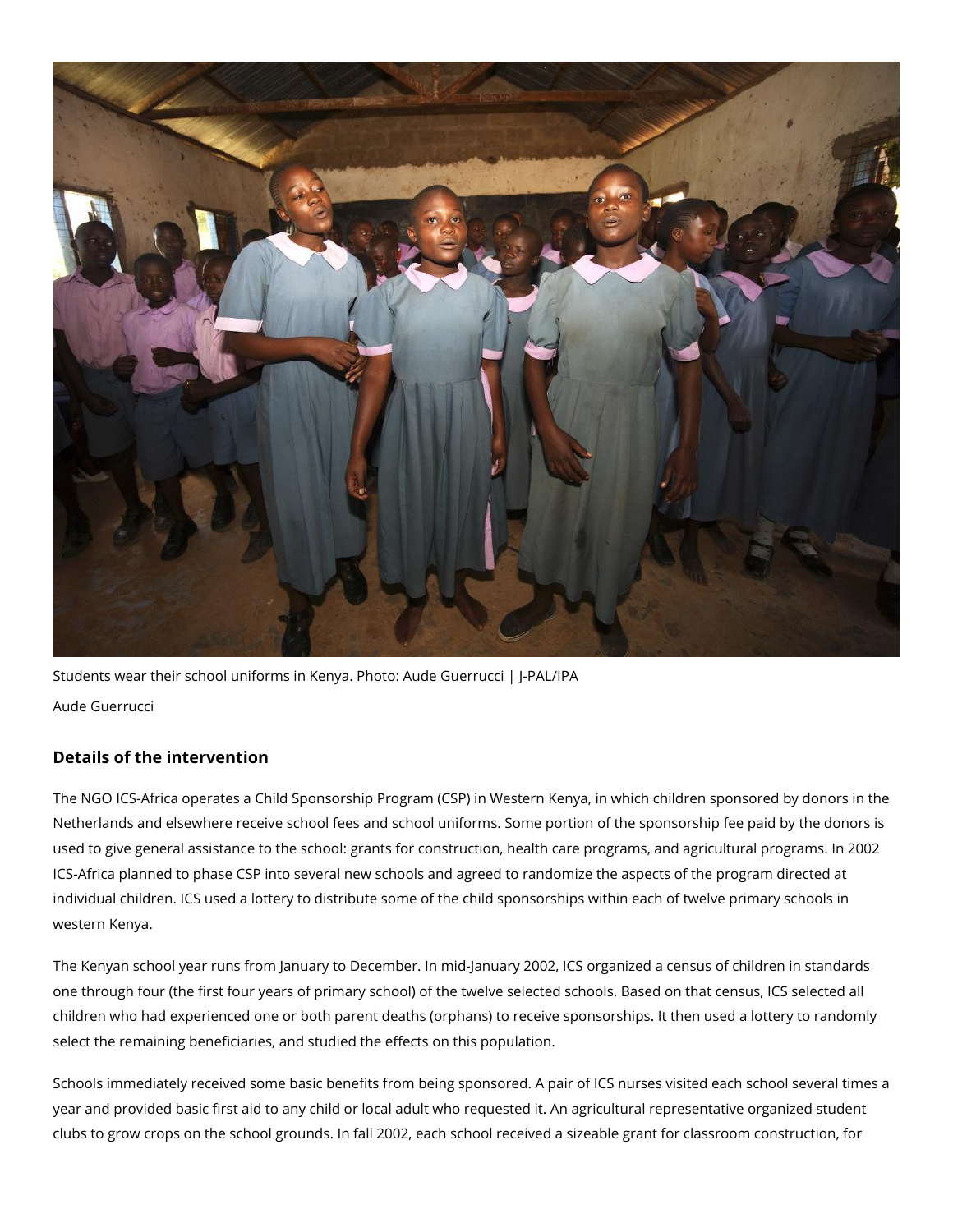Students wear their school uniforms in Kenya. Photo: Aude Guerrucci | J-PAL/IPA

Aude Guerrucci

### Details of the intervention

The NGO ICS-Africa operates a Child Sponsorship Program (CSP) in Western Kenya, in which children sponsored by donors in the Netherlands and elsewhere receive school fees and school uniforms. Some portion of the sponsorship fee paid by the donors is used to give general assistance to the school: grants for construction, health care programs, and agricultural programs. In 2002 ICS-Africa planned to phase CSP into several new schools and agreed to randomize the aspects of the program directed at individual children. ICS used a lottery to distribute some of the child sponsorships within each of twelve primary schools in western Kenya.

The Kenyan school year runs from January to December. In mid-January 2002, ICS organized a census of children in standards one through four (the first four years of primary school) of the twelve selected schools. Based on that census, ICS selected all children who had experienced one or both parent deaths (orphans) to receive sponsorships. It then used a lottery to randomly select the remaining beneficiaries, and studied the effects on this population.

Schools immediately received some basic benefits from being sponsored. A pair of ICS nurses visited each school several times a year and provided basic first aid to any child or local adult who requested it. An agricultural representative organized student clubs to grow crops on the school grounds. In fall 2002, each school received a sizeable grant for classroom construction, for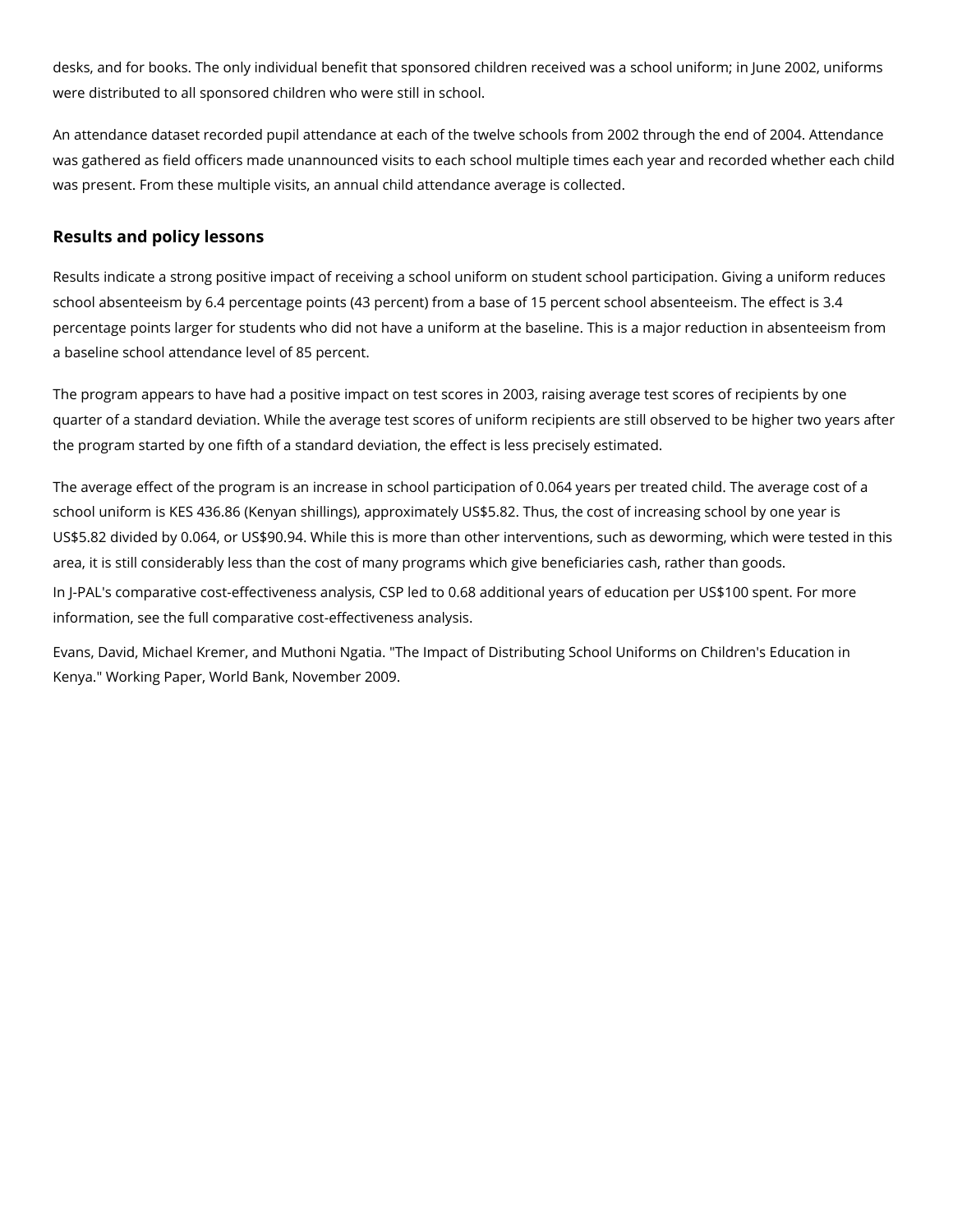desks, and for books. The only individual benefit that sponsored children received was a school uniform; in June 2002, uniforms were distributed to all sponsored children who were still in school.

An attendance dataset recorded pupil attendance at each of the twelve schools from 2002 through the end of 2004. Attendance was gathered as field officers made unannounced visits to each school multiple times each year and recorded whether each child was present. From these multiple visits, an annual child attendance average is collected.

### Results and policy lessons

Results indicate a strong positive impact of receiving a school uniform on student school participation. Giving a uniform reduces school absenteeism by 6.4 percentage points (43 percent) from a base of 15 percent school absenteeism. The effect is 3.4 percentage points larger for students who did not have a uniform at the baseline. This is a major reduction in absenteeism from a baseline school attendance level of 85 percent.

The program appears to have had a positive impact on test scores in 2003, raising average test scores of recipients by one quarter of a standard deviation. While the average test scores of uniform recipients are still observed to be higher two years after the program started by one fifth of a standard deviation, the effect is less precisely estimated.

The average effect of the program is an increase in school participation of 0.064 years per treated child. The average cost of a school uniform is KES 436.86 (Kenyan shillings), approximately US$5.82. Thus, the cost of increasing school by one year is US$5.82 divided by 0.064, or US$90.94. While this is more than other interventions, such as deworming, which were tested in this area, it is still considerably less than the cost of many programs which give beneficiaries cash, rather than goods.

In J-PAL's comparative cost-effectiveness analysis, CSP led to 0.68 additional years of education per US$100 spent. For more information, see the full comparative cost-effectiveness analysis.

Evans, David, Michael Kremer, and Muthoni Ngatia. "The Impact of Distributing School Uniforms on Children's Education in Kenya." Working Paper, World Bank, November 2009.